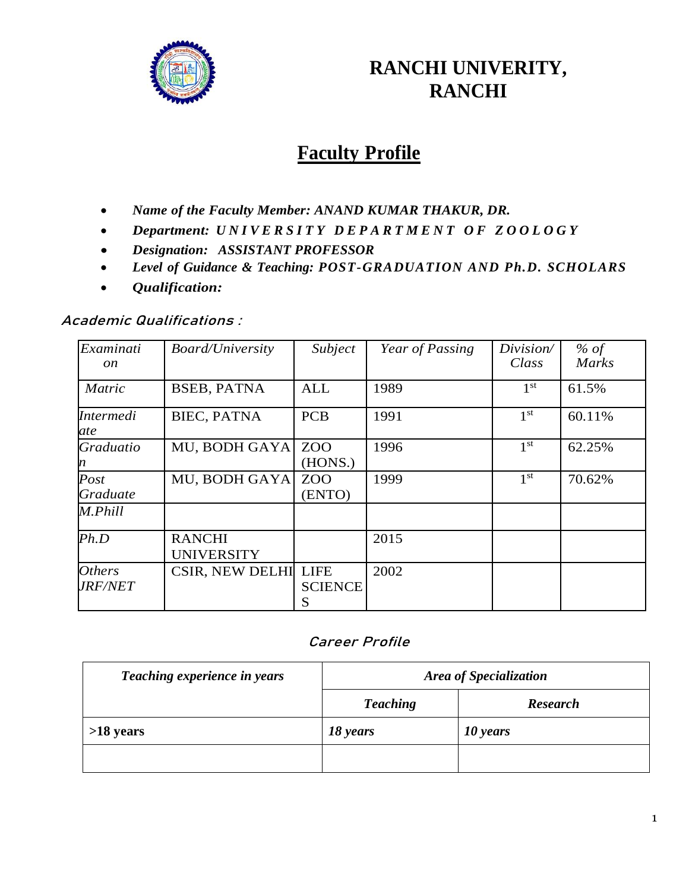# RANCHI UNIVERITY, RANCHI

## Faculty Profile

- ***Name of the Faculty Member: ANAND KUMAR THAKUR, DR.***
- ***Department: UNIVERSITY DEPARTMENT OF ZOOLOGY***
- ***Designation: ASSISTANT PROFESSOR***
- ***Level of Guidance & Teaching: POST-GRADUATION AND Ph.D. SCHOLARS***
- ***Qualification:***

### *Academic Qualifications :*

| *Examination* | *Board/University* | *Subject* | *Year of Passing* | *Division/ Class* | *% of Marks* |
|---|---|---|---|---|---|
| *Matric* | BSEB, PATNA | ALL | 1989 | 1st | 61.5% |
| *Intermediate* | BIEC, PATNA | PCB | 1991 | 1st | 60.11% |
| *Graduation* | MU, BODH GAYA | ZOO (HONS.) | 1996 | 1st | 62.25% |
| *Post Graduate* | MU, BODH GAYA | ZOO (ENTO) | 1999 | 1st | 70.62% |
| *M.Phill* | | | | | |
| *Ph.D* | RANCHI UNIVERSITY | | 2015 | | |
| *Others JRF/NET* | CSIR, NEW DELHI | LIFE SCIENCES | 2002 | | |

### *Career Profile*

| ***Teaching experience in years*** | ***Area of Specialization*** | |
|---|---|---|
| | ***Teaching*** | ***Research*** |
| **>18 years** | ***18 years*** | ***10 years*** |
| | | |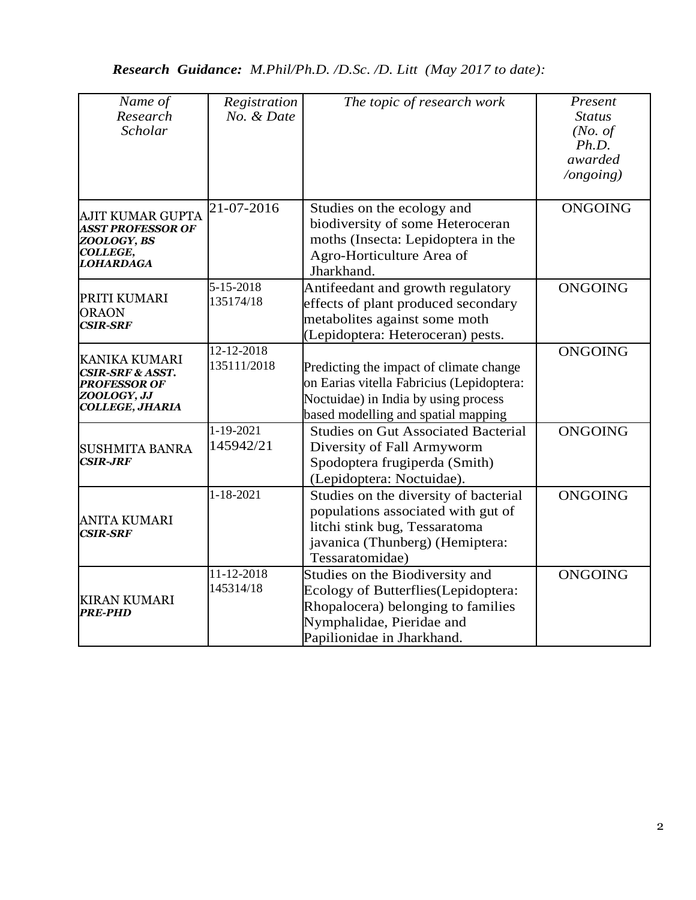***Research Guidance:*** *M.Phil/Ph.D. /D.Sc. /D. Litt (May 2017 to date):*

| *Name of Research Scholar* | *Registration No. & Date* | *The topic of research work* | *Present Status (No. of Ph.D. awarded /ongoing)* |
|---|---|---|---|
| AJIT KUMAR GUPTA ***ASST PROFESSOR OF ZOOLOGY, BS COLLEGE, LOHARDAGA*** | 21-07-2016 | Studies on the ecology and biodiversity of some Heteroceran moths (Insecta: Lepidoptera in the Agro-Horticulture Area of Jharkhand. | ONGOING |
| PRITI KUMARI ORAON ***CSIR-SRF*** | 5-15-2018 135174/18 | Antifeedant and growth regulatory effects of plant produced secondary metabolites against some moth (Lepidoptera: Heteroceran) pests. | ONGOING |
| KANIKA KUMARI ***CSIR-SRF & ASST. PROFESSOR OF ZOOLOGY, JJ COLLEGE, JHARIA*** | 12-12-2018 135111/2018 | Predicting the impact of climate change on Earias vitella Fabricius (Lepidoptera: Noctuidae) in India by using process based modelling and spatial mapping | ONGOING |
| SUSHMITA BANRA ***CSIR-JRF*** | 1-19-2021 145942/21 | Studies on Gut Associated Bacterial Diversity of Fall Armyworm Spodoptera frugiperda (Smith) (Lepidoptera: Noctuidae). | ONGOING |
| ANITA KUMARI ***CSIR-SRF*** | 1-18-2021 | Studies on the diversity of bacterial populations associated with gut of litchi stink bug, Tessaratoma javanica (Thunberg) (Hemiptera: Tessaratomidae) | ONGOING |
| KIRAN KUMARI ***PRE-PHD*** | 11-12-2018 145314/18 | Studies on the Biodiversity and Ecology of Butterflies(Lepidoptera: Rhopalocera) belonging to families Nymphalidae, Pieridae and Papilionidae in Jharkhand. | ONGOING |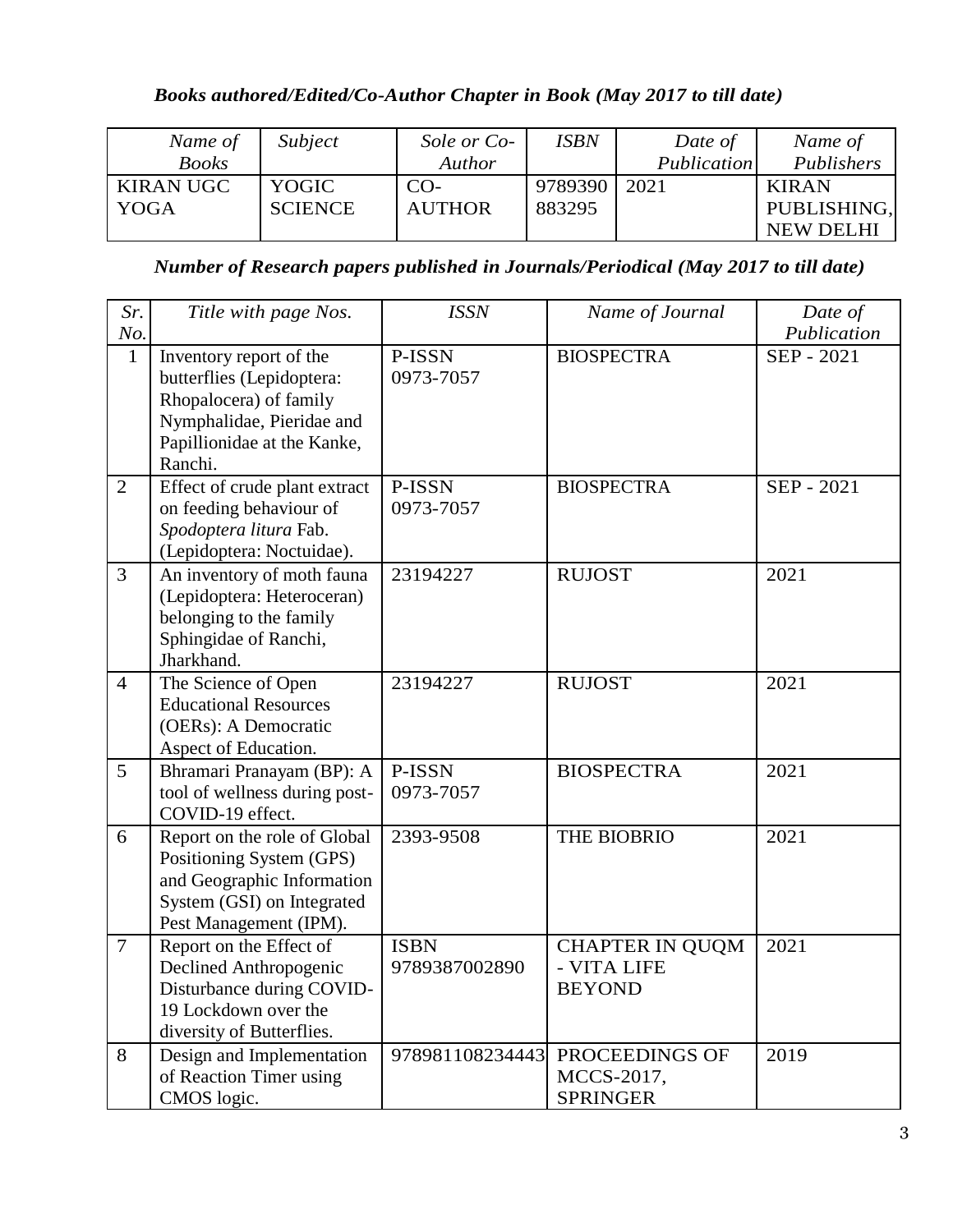### *Books authored/Edited/Co-Author Chapter in Book (May 2017 to till date)*

| *Name of Books* | *Subject* | *Sole or Co-Author* | *ISBN* | *Date of Publication* | *Name of Publishers* |
|---|---|---|---|---|---|
| KIRAN UGC YOGA | YOGIC SCIENCE | CO-AUTHOR | 9789390883295 | 2021 | KIRAN PUBLISHING, NEW DELHI |

### *Number of Research papers published in Journals/Periodical (May 2017 to till date)*

| *Sr. No.* | *Title with page Nos.* | *ISSN* | *Name of Journal* | *Date of Publication* |
|---|---|---|---|---|
| 1 | Inventory report of the butterflies (Lepidoptera: Rhopalocera) of family Nymphalidae, Pieridae and Papillionidae at the Kanke, Ranchi. | P-ISSN 0973-7057 | BIOSPECTRA | SEP - 2021 |
| 2 | Effect of crude plant extract on feeding behaviour of *Spodoptera litura* Fab. (Lepidoptera: Noctuidae). | P-ISSN 0973-7057 | BIOSPECTRA | SEP - 2021 |
| 3 | An inventory of moth fauna (Lepidoptera: Heteroceran) belonging to the family Sphingidae of Ranchi, Jharkhand. | 23194227 | RUJOST | 2021 |
| 4 | The Science of Open Educational Resources (OERs): A Democratic Aspect of Education. | 23194227 | RUJOST | 2021 |
| 5 | Bhramari Pranayam (BP): A tool of wellness during post-COVID-19 effect. | P-ISSN 0973-7057 | BIOSPECTRA | 2021 |
| 6 | Report on the role of Global Positioning System (GPS) and Geographic Information System (GSI) on Integrated Pest Management (IPM). | 2393-9508 | THE BIOBRIO | 2021 |
| 7 | Report on the Effect of Declined Anthropogenic Disturbance during COVID-19 Lockdown over the diversity of Butterflies. | ISBN 9789387002890 | CHAPTER IN QUQM - VITA LIFE BEYOND | 2021 |
| 8 | Design and Implementation of Reaction Timer using CMOS logic. | 978981108234443 | PROCEEDINGS OF MCCS-2017, SPRINGER | 2019 |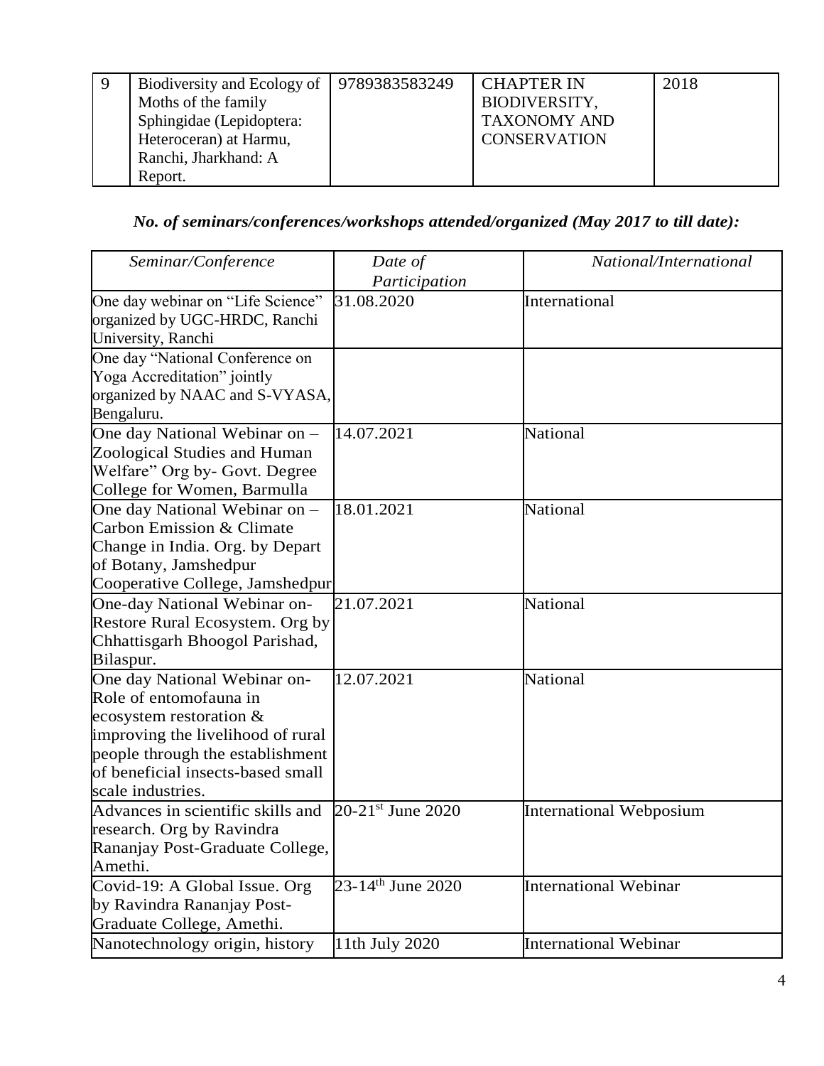| 9 | Biodiversity and Ecology of Moths of the family Sphingidae (Lepidoptera: Heteroceran) at Harmu, Ranchi, Jharkhand: A Report. | 9789383583249 | CHAPTER IN BIODIVERSITY, TAXONOMY AND CONSERVATION | 2018 |
|---|---|---|---|---|

### *No. of seminars/conferences/workshops attended/organized (May 2017 to till date):*

| *Seminar/Conference* | *Date of Participation* | *National/International* |
|---|---|---|
| One day webinar on "Life Science" organized by UGC-HRDC, Ranchi University, Ranchi | 31.08.2020 | International |
| One day "National Conference on Yoga Accreditation" jointly organized by NAAC and S-VYASA, Bengaluru. | | |
| One day National Webinar on – Zoological Studies and Human Welfare" Org by- Govt. Degree College for Women, Barmulla | 14.07.2021 | National |
| One day National Webinar on – Carbon Emission & Climate Change in India. Org. by Depart of Botany, Jamshedpur Cooperative College, Jamshedpur | 18.01.2021 | National |
| One-day National Webinar on- Restore Rural Ecosystem. Org by Chhattisgarh Bhoogol Parishad, Bilaspur. | 21.07.2021 | National |
| One day National Webinar on- Role of entomofauna in ecosystem restoration & improving the livelihood of rural people through the establishment of beneficial insects-based small scale industries. | 12.07.2021 | National |
| Advances in scientific skills and research. Org by Ravindra Rananjay Post-Graduate College, Amethi. | 20-21st June 2020 | International Webposium |
| Covid-19: A Global Issue. Org by Ravindra Rananjay Post-Graduate College, Amethi. | 23-14th June 2020 | International Webinar |
| Nanotechnology origin, history | 11th July 2020 | International Webinar |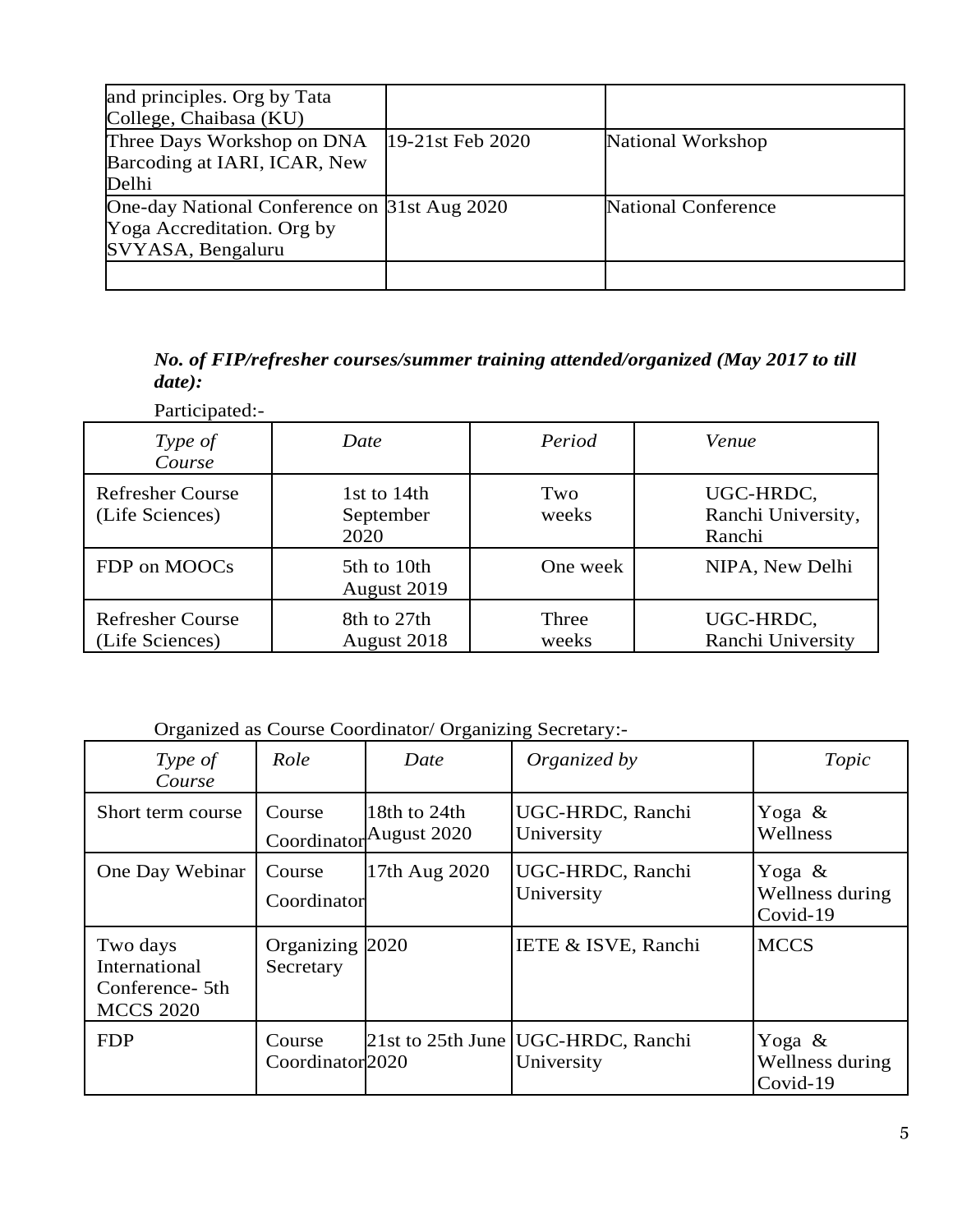| | | |
|---|---|---|
| and principles. Org by Tata College, Chaibasa (KU) | | |
| Three Days Workshop on DNA Barcoding at IARI, ICAR, New Delhi | 19-21st Feb 2020 | National Workshop |
| One-day National Conference on Yoga Accreditation. Org by SVYASA, Bengaluru | 31st Aug 2020 | National Conference |
| | | |

***No. of FIP/refresher courses/summer training attended/organized (May 2017 to till date):***

Participated:-

| *Type of Course* | *Date* | *Period* | *Venue* |
|---|---|---|---|
| Refresher Course (Life Sciences) | 1st to 14th September 2020 | Two weeks | UGC-HRDC, Ranchi University, Ranchi |
| FDP on MOOCs | 5th to 10th August 2019 | One week | NIPA, New Delhi |
| Refresher Course (Life Sciences) | 8th to 27th August 2018 | Three weeks | UGC-HRDC, Ranchi University |

Organized as Course Coordinator/ Organizing Secretary:-

| *Type of Course* | *Role* | *Date* | *Organized by* | *Topic* |
|---|---|---|---|---|
| Short term course | Course Coordinator | 18th to 24th August 2020 | UGC-HRDC, Ranchi University | Yoga & Wellness |
| One Day Webinar | Course Coordinator | 17th Aug 2020 | UGC-HRDC, Ranchi University | Yoga & Wellness during Covid-19 |
| Two days International Conference- 5th MCCS 2020 | Organizing Secretary | 2020 | IETE & ISVE, Ranchi | MCCS |
| FDP | Course Coordinator | 21st to 25th June 2020 | UGC-HRDC, Ranchi University | Yoga & Wellness during Covid-19 |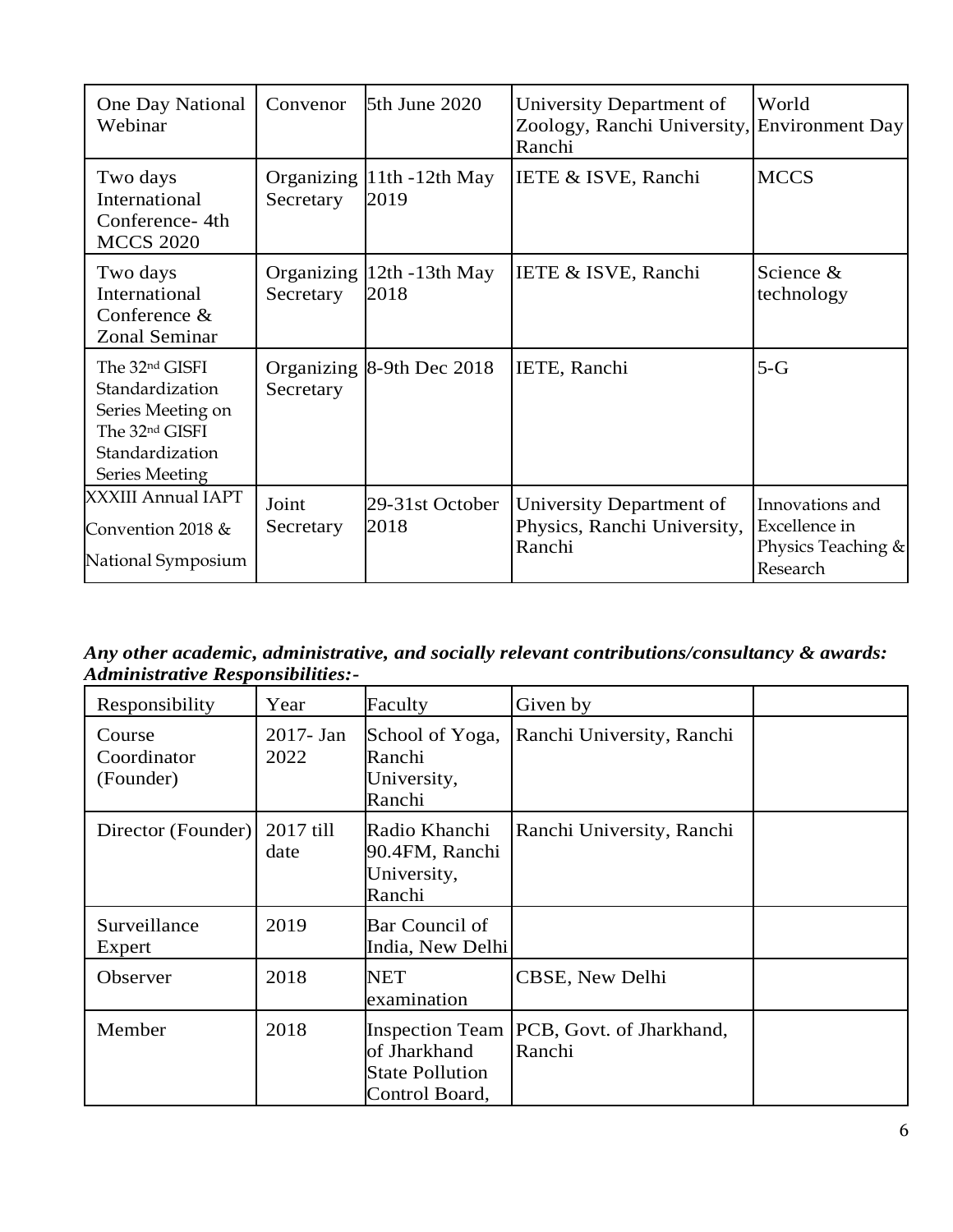| One Day National Webinar | Convenor | 5th June 2020 | University Department of Zoology, Ranchi University, Ranchi | World Environment Day |
|---|---|---|---|---|
| Two days International Conference- 4th MCCS 2020 | Organizing Secretary | 11th -12th May 2019 | IETE & ISVE, Ranchi | MCCS |
| Two days International Conference & Zonal Seminar | Organizing Secretary | 12th -13th May 2018 | IETE & ISVE, Ranchi | Science & technology |
| The 32nd GISFI Standardization Series Meeting on The 32nd GISFI Standardization Series Meeting | Organizing Secretary | 8-9th Dec 2018 | IETE, Ranchi | 5-G |
| XXXIII Annual IAPT Convention 2018 & National Symposium | Joint Secretary | 29-31st October 2018 | University Department of Physics, Ranchi University, Ranchi | Innovations and Excellence in Physics Teaching & Research |

***Any other academic, administrative, and socially relevant contributions/consultancy & awards: Administrative Responsibilities:-***

| Responsibility | Year | Faculty | Given by | |
|---|---|---|---|---|
| Course Coordinator (Founder) | 2017- Jan 2022 | School of Yoga, Ranchi University, Ranchi | Ranchi University, Ranchi | |
| Director (Founder) | 2017 till date | Radio Khanchi 90.4FM, Ranchi University, Ranchi | Ranchi University, Ranchi | |
| Surveillance Expert | 2019 | Bar Council of India, New Delhi | | |
| Observer | 2018 | NET examination | CBSE, New Delhi | |
| Member | 2018 | Inspection Team of Jharkhand State Pollution Control Board, | PCB, Govt. of Jharkhand, Ranchi | |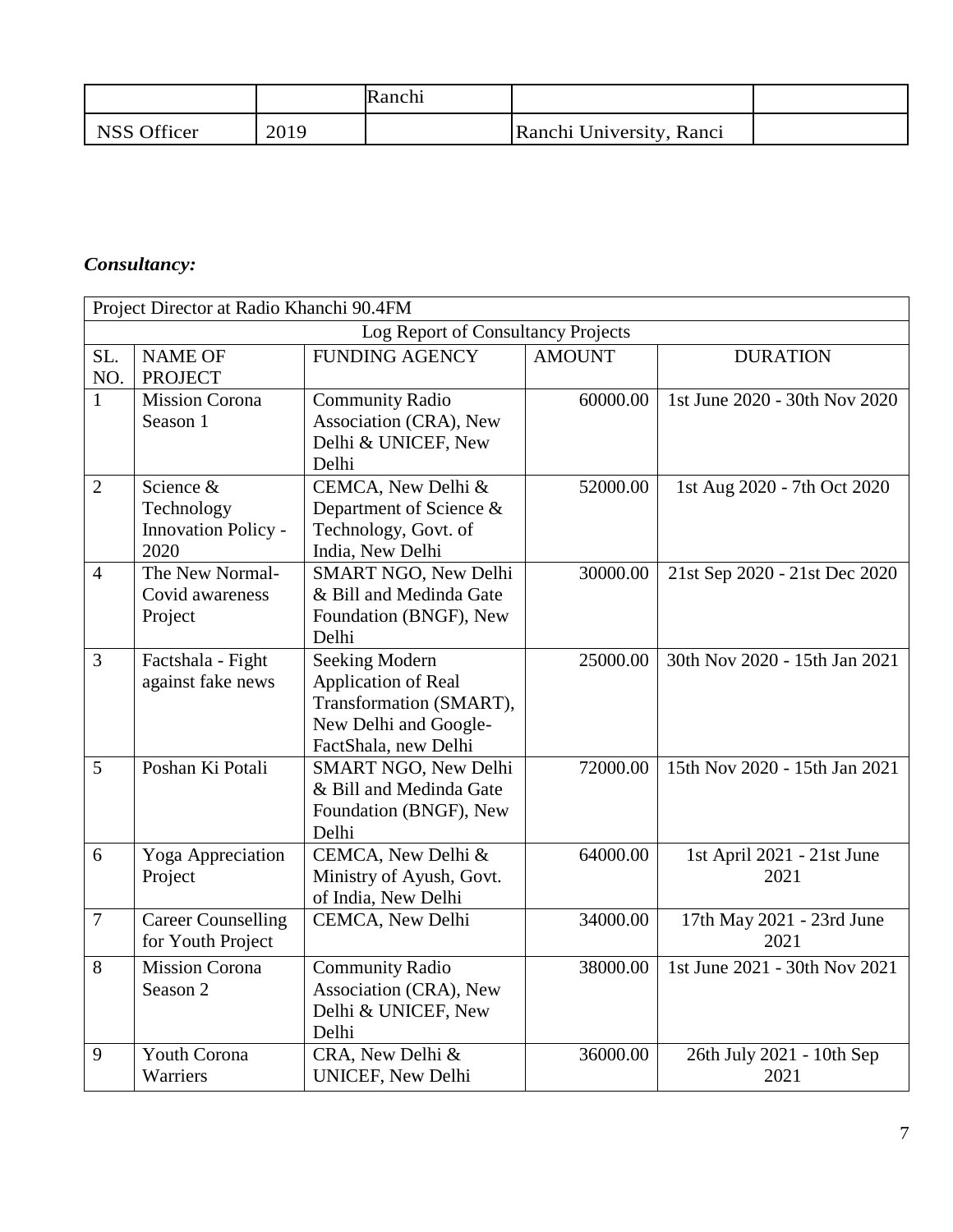|  |  | Ranchi |  |  |
|---|---|---|---|---|
| NSS Officer | 2019 |  | Ranchi University, Ranci |  |

***Consultancy:***

| Project Director at Radio Khanchi 90.4FM | | | | |
|---|---|---|---|---|
| Log Report of Consultancy Projects | | | | |
| SL. NO. | NAME OF PROJECT | FUNDING AGENCY | AMOUNT | DURATION |
| 1 | Mission Corona Season 1 | Community Radio Association (CRA), New Delhi & UNICEF, New Delhi | 60000.00 | 1st June 2020 - 30th Nov 2020 |
| 2 | Science & Technology Innovation Policy - 2020 | CEMCA, New Delhi & Department of Science & Technology, Govt. of India, New Delhi | 52000.00 | 1st Aug 2020 - 7th Oct 2020 |
| 4 | The New Normal- Covid awareness Project | SMART NGO, New Delhi & Bill and Medinda Gate Foundation (BNGF), New Delhi | 30000.00 | 21st Sep 2020 - 21st Dec 2020 |
| 3 | Factshala - Fight against fake news | Seeking Modern Application of Real Transformation (SMART), New Delhi and Google-FactShala, new Delhi | 25000.00 | 30th Nov 2020 - 15th Jan 2021 |
| 5 | Poshan Ki Potali | SMART NGO, New Delhi & Bill and Medinda Gate Foundation (BNGF), New Delhi | 72000.00 | 15th Nov 2020 - 15th Jan 2021 |
| 6 | Yoga Appreciation Project | CEMCA, New Delhi & Ministry of Ayush, Govt. of India, New Delhi | 64000.00 | 1st April 2021 - 21st June 2021 |
| 7 | Career Counselling for Youth Project | CEMCA, New Delhi | 34000.00 | 17th May 2021 - 23rd June 2021 |
| 8 | Mission Corona Season 2 | Community Radio Association (CRA), New Delhi & UNICEF, New Delhi | 38000.00 | 1st June 2021 - 30th Nov 2021 |
| 9 | Youth Corona Warriers | CRA, New Delhi & UNICEF, New Delhi | 36000.00 | 26th July 2021 - 10th Sep 2021 |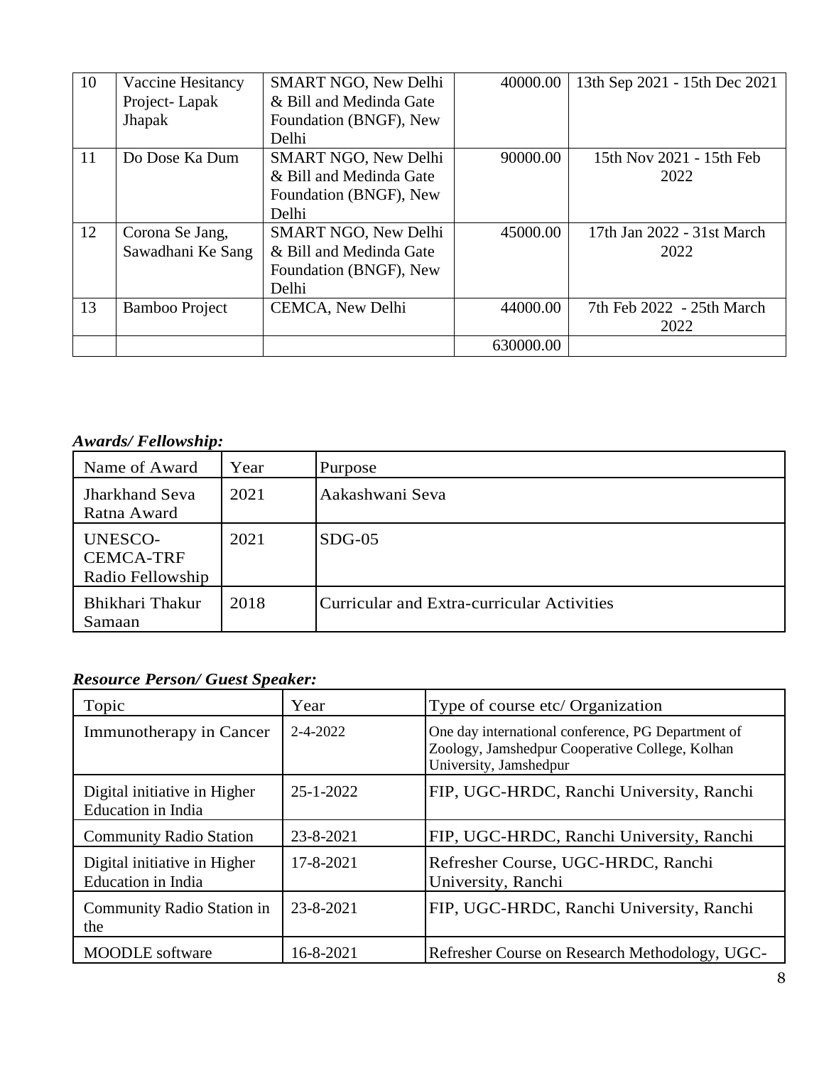| 10 | Vaccine Hesitancy Project- Lapak Jhapak | SMART NGO, New Delhi & Bill and Medinda Gate Foundation (BNGF), New Delhi | 40000.00 | 13th Sep 2021 - 15th Dec 2021 |
|---|---|---|---|---|
| 11 | Do Dose Ka Dum | SMART NGO, New Delhi & Bill and Medinda Gate Foundation (BNGF), New Delhi | 90000.00 | 15th Nov 2021 - 15th Feb 2022 |
| 12 | Corona Se Jang, Sawadhani Ke Sang | SMART NGO, New Delhi & Bill and Medinda Gate Foundation (BNGF), New Delhi | 45000.00 | 17th Jan 2022 - 31st March 2022 |
| 13 | Bamboo Project | CEMCA, New Delhi | 44000.00 | 7th Feb 2022 - 25th March 2022 |
| | | | 630000.00 | |

***Awards/ Fellowship:***

| Name of Award | Year | Purpose |
|---|---|---|
| Jharkhand Seva Ratna Award | 2021 | Aakashwani Seva |
| UNESCO-CEMCA-TRF Radio Fellowship | 2021 | SDG-05 |
| Bhikhari Thakur Samaan | 2018 | Curricular and Extra-curricular Activities |

***Resource Person/ Guest Speaker:***

| Topic | Year | Type of course etc/ Organization |
|---|---|---|
| Immunotherapy in Cancer | 2-4-2022 | One day international conference, PG Department of Zoology, Jamshedpur Cooperative College, Kolhan University, Jamshedpur |
| Digital initiative in Higher Education in India | 25-1-2022 | FIP, UGC-HRDC, Ranchi University, Ranchi |
| Community Radio Station | 23-8-2021 | FIP, UGC-HRDC, Ranchi University, Ranchi |
| Digital initiative in Higher Education in India | 17-8-2021 | Refresher Course, UGC-HRDC, Ranchi University, Ranchi |
| Community Radio Station in the | 23-8-2021 | FIP, UGC-HRDC, Ranchi University, Ranchi |
| MOODLE software | 16-8-2021 | Refresher Course on Research Methodology, UGC- |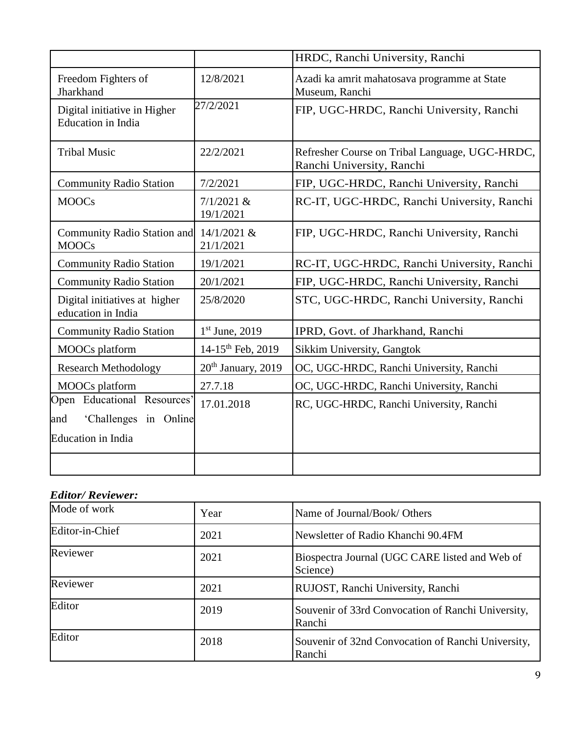| | | HRDC, Ranchi University, Ranchi |
|---|---|---|
| Freedom Fighters of Jharkhand | 12/8/2021 | Azadi ka amrit mahatosava programme at State Museum, Ranchi |
| Digital initiative in Higher Education in India | 27/2/2021 | FIP, UGC-HRDC, Ranchi University, Ranchi |
| Tribal Music | 22/2/2021 | Refresher Course on Tribal Language, UGC-HRDC, Ranchi University, Ranchi |
| Community Radio Station | 7/2/2021 | FIP, UGC-HRDC, Ranchi University, Ranchi |
| MOOCs | 7/1/2021 & 19/1/2021 | RC-IT, UGC-HRDC, Ranchi University, Ranchi |
| Community Radio Station and MOOCs | 14/1/2021 & 21/1/2021 | FIP, UGC-HRDC, Ranchi University, Ranchi |
| Community Radio Station | 19/1/2021 | RC-IT, UGC-HRDC, Ranchi University, Ranchi |
| Community Radio Station | 20/1/2021 | FIP, UGC-HRDC, Ranchi University, Ranchi |
| Digital initiatives at higher education in India | 25/8/2020 | STC, UGC-HRDC, Ranchi University, Ranchi |
| Community Radio Station | 1st June, 2019 | IPRD, Govt. of Jharkhand, Ranchi |
| MOOCs platform | 14-15th Feb, 2019 | Sikkim University, Gangtok |
| Research Methodology | 20th January, 2019 | OC, UGC-HRDC, Ranchi University, Ranchi |
| MOOCs platform | 27.7.18 | OC, UGC-HRDC, Ranchi University, Ranchi |
| Open Educational Resources' and 'Challenges in Online Education in India | 17.01.2018 | RC, UGC-HRDC, Ranchi University, Ranchi |
| | | |

***Editor/ Reviewer:***

| Mode of work | Year | Name of Journal/Book/ Others |
|---|---|---|
| Editor-in-Chief | 2021 | Newsletter of Radio Khanchi 90.4FM |
| Reviewer | 2021 | Biospectra Journal (UGC CARE listed and Web of Science) |
| Reviewer | 2021 | RUJOST, Ranchi University, Ranchi |
| Editor | 2019 | Souvenir of 33rd Convocation of Ranchi University, Ranchi |
| Editor | 2018 | Souvenir of 32nd Convocation of Ranchi University, Ranchi |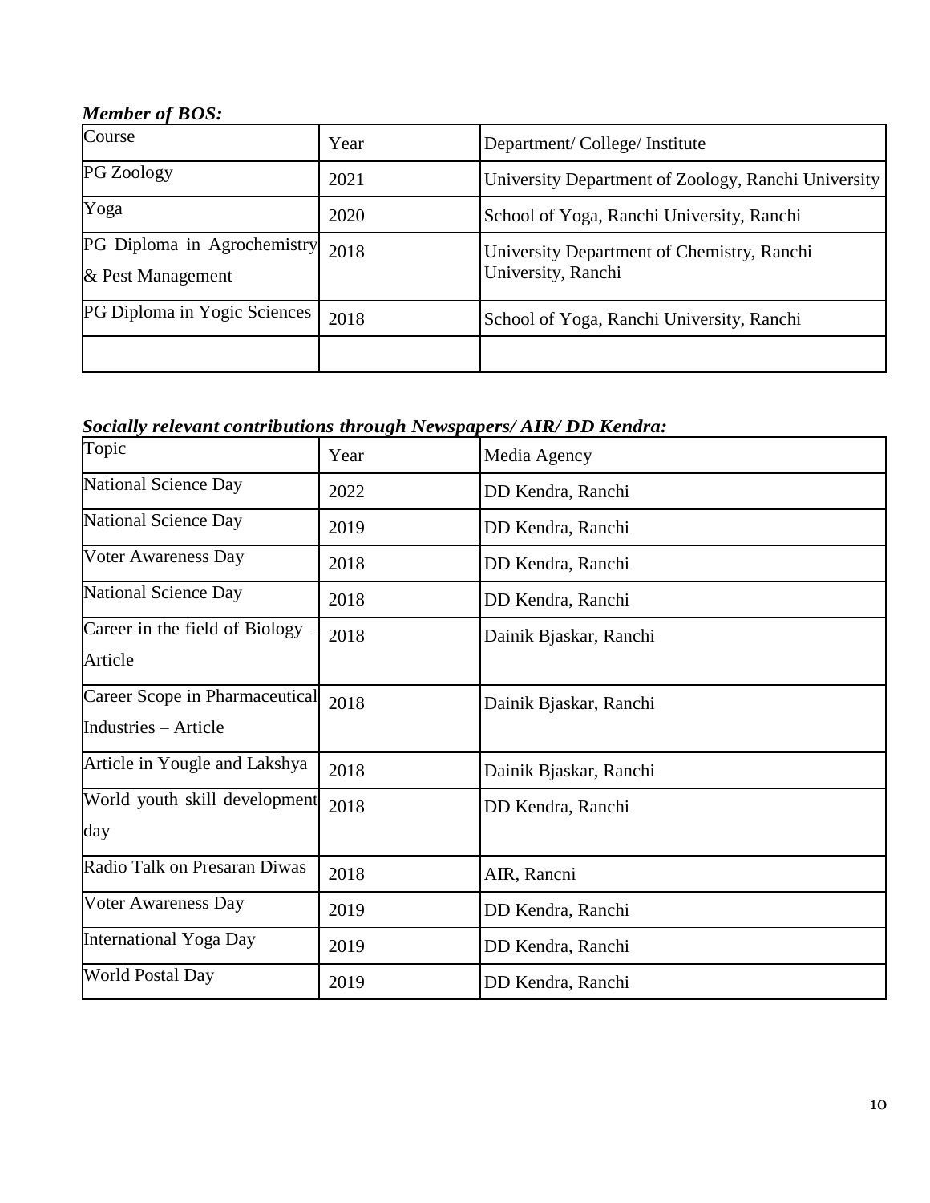***Member of BOS:***

| Course | Year | Department/ College/ Institute |
|---|---|---|
| PG Zoology | 2021 | University Department of Zoology, Ranchi University |
| Yoga | 2020 | School of Yoga, Ranchi University, Ranchi |
| PG Diploma in Agrochemistry & Pest Management | 2018 | University Department of Chemistry, Ranchi University, Ranchi |
| PG Diploma in Yogic Sciences | 2018 | School of Yoga, Ranchi University, Ranchi |
| | | |

***Socially relevant contributions through Newspapers/ AIR/ DD Kendra:***

| Topic | Year | Media Agency |
|---|---|---|
| National Science Day | 2022 | DD Kendra, Ranchi |
| National Science Day | 2019 | DD Kendra, Ranchi |
| Voter Awareness Day | 2018 | DD Kendra, Ranchi |
| National Science Day | 2018 | DD Kendra, Ranchi |
| Career in the field of Biology – Article | 2018 | Dainik Bjaskar, Ranchi |
| Career Scope in Pharmaceutical Industries – Article | 2018 | Dainik Bjaskar, Ranchi |
| Article in Yougle and Lakshya | 2018 | Dainik Bjaskar, Ranchi |
| World youth skill development day | 2018 | DD Kendra, Ranchi |
| Radio Talk on Presaran Diwas | 2018 | AIR, Rancni |
| Voter Awareness Day | 2019 | DD Kendra, Ranchi |
| International Yoga Day | 2019 | DD Kendra, Ranchi |
| World Postal Day | 2019 | DD Kendra, Ranchi |